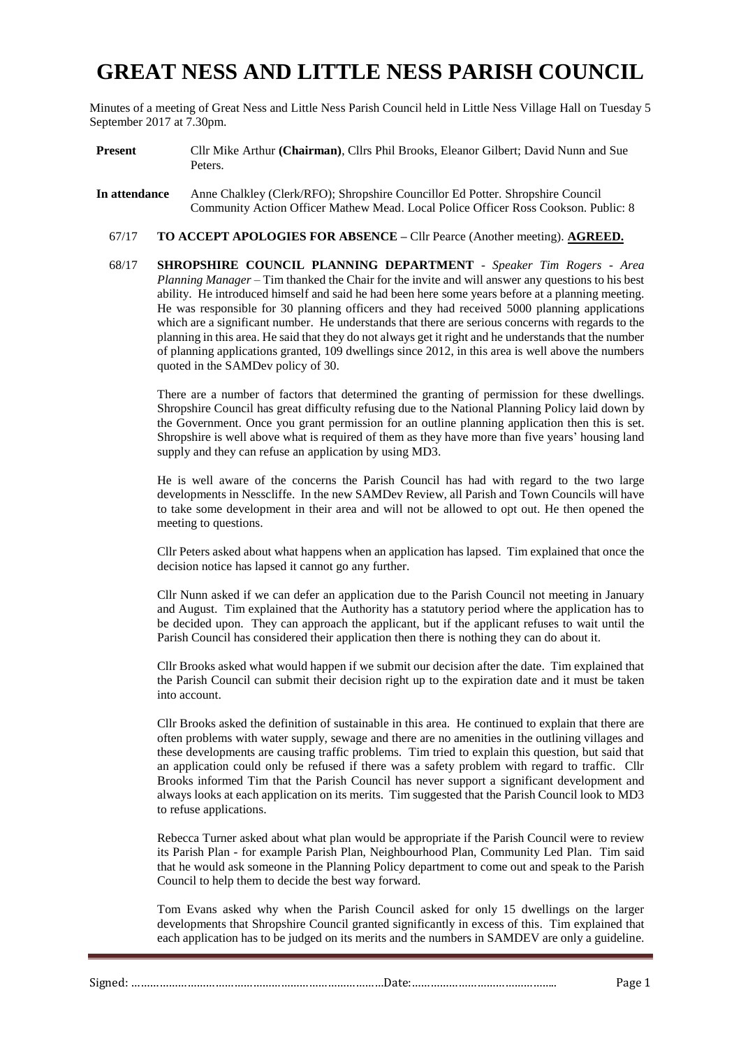# GREAT NESS AND LITTLE NESS PARISH COUNCIL

Minutes of a meeting of Great Ness and Little Ness Parish Council held in Little Ness Village Hall on Tuesday 5 September 2017 at 7.30pm.

**Present** Cllr Mike Arthur **(Chairman)**, Cllrs Phil Brooks, Eleanor Gilbert; David Nunn and Sue Peters.

**In attendance** Anne Chalkley (Clerk/RFO); Shropshire Councillor Ed Potter. Shropshire Council Community Action Officer Mathew Mead. Local Police Officer Ross Cookson. Public: 8

67/17 **TO ACCEPT APOLOGIES FOR ABSENCE –** Cllr Pearce (Another meeting). **AGREED.**

68/17 **SHROPSHIRE COUNCIL PLANNING DEPARTMENT** - *Speaker Tim Rogers - Area Planning Manager* – Tim thanked the Chair for the invite and will answer any questions to his best ability. He introduced himself and said he had been here some years before at a planning meeting. He was responsible for 30 planning officers and they had received 5000 planning applications which are a significant number. He understands that there are serious concerns with regards to the planning in this area. He said that they do not always get it right and he understands that the number of planning applications granted, 109 dwellings since 2012, in this area is well above the numbers quoted in the SAMDev policy of 30.

There are a number of factors that determined the granting of permission for these dwellings. Shropshire Council has great difficulty refusing due to the National Planning Policy laid down by the Government. Once you grant permission for an outline planning application then this is set. Shropshire is well above what is required of them as they have more than five years' housing land supply and they can refuse an application by using MD3.

He is well aware of the concerns the Parish Council has had with regard to the two large developments in Nesscliffe. In the new SAMDev Review, all Parish and Town Councils will have to take some development in their area and will not be allowed to opt out. He then opened the meeting to questions.

Cllr Peters asked about what happens when an application has lapsed. Tim explained that once the decision notice has lapsed it cannot go any further.

Cllr Nunn asked if we can defer an application due to the Parish Council not meeting in January and August. Tim explained that the Authority has a statutory period where the application has to be decided upon. They can approach the applicant, but if the applicant refuses to wait until the Parish Council has considered their application then there is nothing they can do about it.

Cllr Brooks asked what would happen if we submit our decision after the date. Tim explained that the Parish Council can submit their decision right up to the expiration date and it must be taken into account.

Cllr Brooks asked the definition of sustainable in this area. He continued to explain that there are often problems with water supply, sewage and there are no amenities in the outlining villages and these developments are causing traffic problems. Tim tried to explain this question, but said that an application could only be refused if there was a safety problem with regard to traffic. Cllr Brooks informed Tim that the Parish Council has never support a significant development and always looks at each application on its merits. Tim suggested that the Parish Council look to MD3 to refuse applications.

Rebecca Turner asked about what plan would be appropriate if the Parish Council were to review its Parish Plan - for example Parish Plan, Neighbourhood Plan, Community Led Plan. Tim said that he would ask someone in the Planning Policy department to come out and speak to the Parish Council to help them to decide the best way forward.

Tom Evans asked why when the Parish Council asked for only 15 dwellings on the larger developments that Shropshire Council granted significantly in excess of this. Tim explained that each application has to be judged on its merits and the numbers in SAMDEV are only a guideline.

Signed: ……………………………………………………………………Date:………………………………………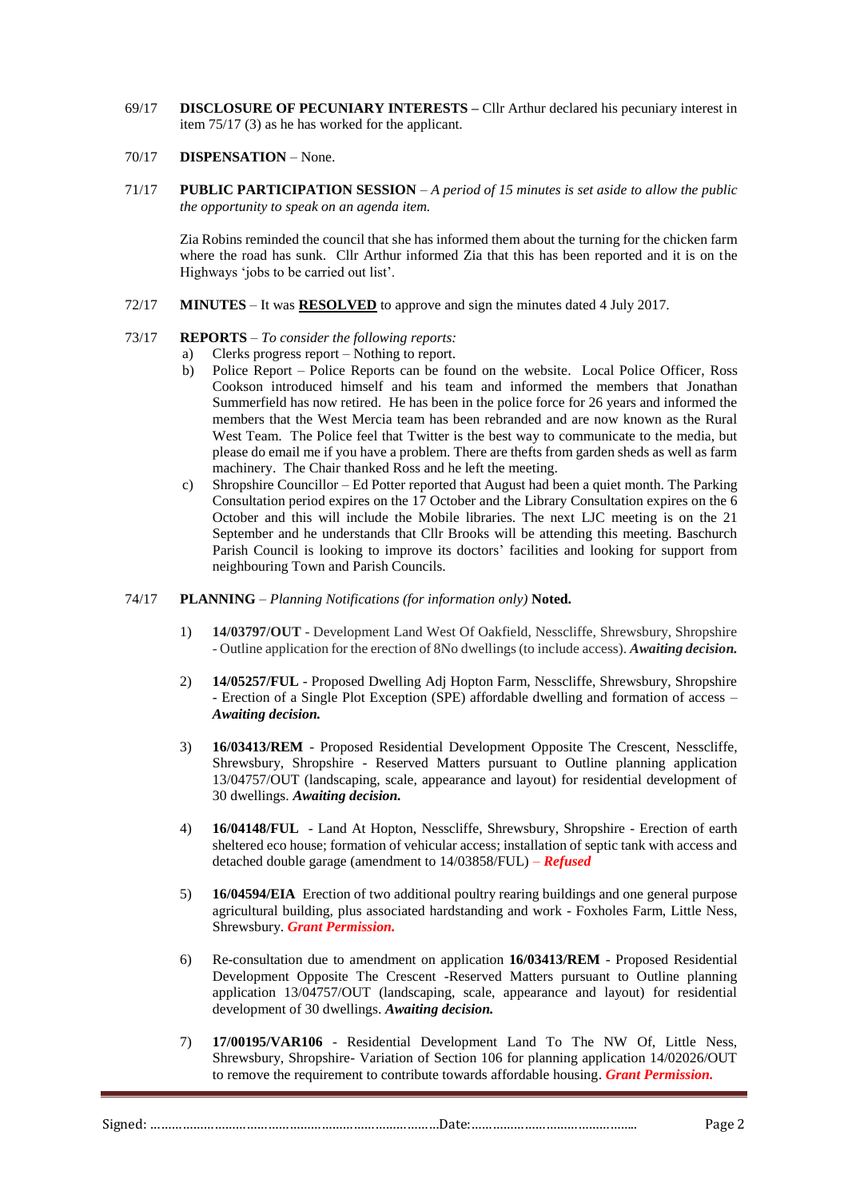69/17 **DISCLOSURE OF PECUNIARY INTERESTS –** Cllr Arthur declared his pecuniary interest in item 75/17 (3) as he has worked for the applicant.

70/17 **DISPENSATION** – None.

71/17 **PUBLIC PARTICIPATION SESSION** – *A period of 15 minutes is set aside to allow the public the opportunity to speak on an agenda item.*

Zia Robins reminded the council that she has informed them about the turning for the chicken farm where the road has sunk. Cllr Arthur informed Zia that this has been reported and it is on the Highways 'jobs to be carried out list'.

72/17 **MINUTES** – It was **RESOLVED** to approve and sign the minutes dated 4 July 2017.

73/17 **REPORTS** – *To consider the following reports:*

a) Clerks progress report – Nothing to report.

b) Police Report – Police Reports can be found on the website. Local Police Officer, Ross Cookson introduced himself and his team and informed the members that Jonathan Summerfield has now retired. He has been in the police force for 26 years and informed the members that the West Mercia team has been rebranded and are now known as the Rural West Team. The Police feel that Twitter is the best way to communicate to the media, but please do email me if you have a problem. There are thefts from garden sheds as well as farm machinery. The Chair thanked Ross and he left the meeting.

c) Shropshire Councillor – Ed Potter reported that August had been a quiet month. The Parking Consultation period expires on the 17 October and the Library Consultation expires on the 6 October and this will include the Mobile libraries. The next LJC meeting is on the 21 September and he understands that Cllr Brooks will be attending this meeting. Baschurch Parish Council is looking to improve its doctors' facilities and looking for support from neighbouring Town and Parish Councils.

74/17 **PLANNING** – *Planning Notifications (for information only)* **Noted.**

1) **14/03797/OUT** - Development Land West Of Oakfield, Nesscliffe, Shrewsbury, Shropshire - Outline application for the erection of 8No dwellings (to include access). ***Awaiting decision.***

2) **14/05257/FUL** - Proposed Dwelling Adj Hopton Farm, Nesscliffe, Shrewsbury, Shropshire - Erection of a Single Plot Exception (SPE) affordable dwelling and formation of access – ***Awaiting decision.***

3) **16/03413/REM** - Proposed Residential Development Opposite The Crescent, Nesscliffe, Shrewsbury, Shropshire - Reserved Matters pursuant to Outline planning application 13/04757/OUT (landscaping, scale, appearance and layout) for residential development of 30 dwellings. ***Awaiting decision.***

4) **16/04148/FUL** - Land At Hopton, Nesscliffe, Shrewsbury, Shropshire - Erection of earth sheltered eco house; formation of vehicular access; installation of septic tank with access and detached double garage (amendment to 14/03858/FUL) – ***Refused***

5) **16/04594/EIA** Erection of two additional poultry rearing buildings and one general purpose agricultural building, plus associated hardstanding and work - Foxholes Farm, Little Ness, Shrewsbury. ***Grant Permission.***

6) Re-consultation due to amendment on application **16/03413/REM** - Proposed Residential Development Opposite The Crescent -Reserved Matters pursuant to Outline planning application 13/04757/OUT (landscaping, scale, appearance and layout) for residential development of 30 dwellings. ***Awaiting decision.***

7) **17/00195/VAR106** - Residential Development Land To The NW Of, Little Ness, Shrewsbury, Shropshire- Variation of Section 106 for planning application 14/02026/OUT to remove the requirement to contribute towards affordable housing. ***Grant Permission.***

Signed: ……………………………………………………………………Date:………………………………………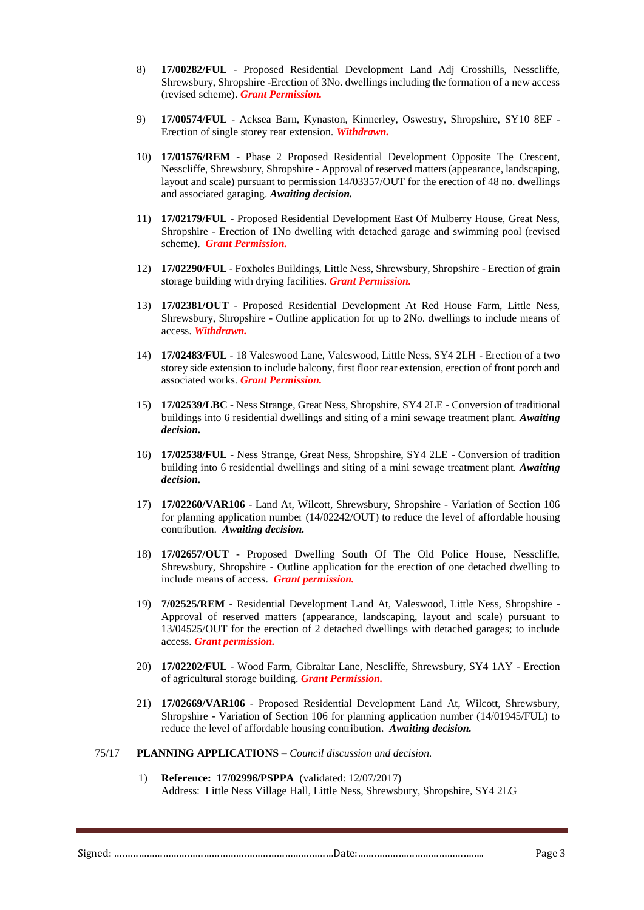8) **17/00282/FUL** - Proposed Residential Development Land Adj Crosshills, Nesscliffe, Shrewsbury, Shropshire -Erection of 3No. dwellings including the formation of a new access (revised scheme). ***Grant Permission.***

9) **17/00574/FUL** - Acksea Barn, Kynaston, Kinnerley, Oswestry, Shropshire, SY10 8EF - Erection of single storey rear extension. ***Withdrawn.***

10) **17/01576/REM** - Phase 2 Proposed Residential Development Opposite The Crescent, Nesscliffe, Shrewsbury, Shropshire - Approval of reserved matters (appearance, landscaping, layout and scale) pursuant to permission 14/03357/OUT for the erection of 48 no. dwellings and associated garaging. ***Awaiting decision.***

11) **17/02179/FUL** - Proposed Residential Development East Of Mulberry House, Great Ness, Shropshire - Erection of 1No dwelling with detached garage and swimming pool (revised scheme). ***Grant Permission.***

12) **17/02290/FUL** - Foxholes Buildings, Little Ness, Shrewsbury, Shropshire - Erection of grain storage building with drying facilities. ***Grant Permission.***

13) **17/02381/OUT** - Proposed Residential Development At Red House Farm, Little Ness, Shrewsbury, Shropshire - Outline application for up to 2No. dwellings to include means of access. ***Withdrawn.***

14) **17/02483/FUL** - 18 Valeswood Lane, Valeswood, Little Ness, SY4 2LH - Erection of a two storey side extension to include balcony, first floor rear extension, erection of front porch and associated works. ***Grant Permission.***

15) **17/02539/LBC** - Ness Strange, Great Ness, Shropshire, SY4 2LE - Conversion of traditional buildings into 6 residential dwellings and siting of a mini sewage treatment plant. ***Awaiting decision.***

16) **17/02538/FUL** - Ness Strange, Great Ness, Shropshire, SY4 2LE - Conversion of tradition building into 6 residential dwellings and siting of a mini sewage treatment plant. ***Awaiting decision.***

17) **17/02260/VAR106** - Land At, Wilcott, Shrewsbury, Shropshire - Variation of Section 106 for planning application number (14/02242/OUT) to reduce the level of affordable housing contribution. ***Awaiting decision.***

18) **17/02657/OUT** - Proposed Dwelling South Of The Old Police House, Nesscliffe, Shrewsbury, Shropshire - Outline application for the erection of one detached dwelling to include means of access. ***Grant permission.***

19) **7/02525/REM** - Residential Development Land At, Valeswood, Little Ness, Shropshire - Approval of reserved matters (appearance, landscaping, layout and scale) pursuant to 13/04525/OUT for the erection of 2 detached dwellings with detached garages; to include access. ***Grant permission.***

20) **17/02202/FUL** - Wood Farm, Gibraltar Lane, Nescliffe, Shrewsbury, SY4 1AY - Erection of agricultural storage building. ***Grant Permission.***

21) **17/02669/VAR106** - Proposed Residential Development Land At, Wilcott, Shrewsbury, Shropshire - Variation of Section 106 for planning application number (14/01945/FUL) to reduce the level of affordable housing contribution. ***Awaiting decision.***

75/17 **PLANNING APPLICATIONS** – *Council discussion and decision.*

1) **Reference: 17/02996/PSPPA** (validated: 12/07/2017)
Address: Little Ness Village Hall, Little Ness, Shrewsbury, Shropshire, SY4 2LG

Signed: ……………………………………………………………………Date:…………………………………….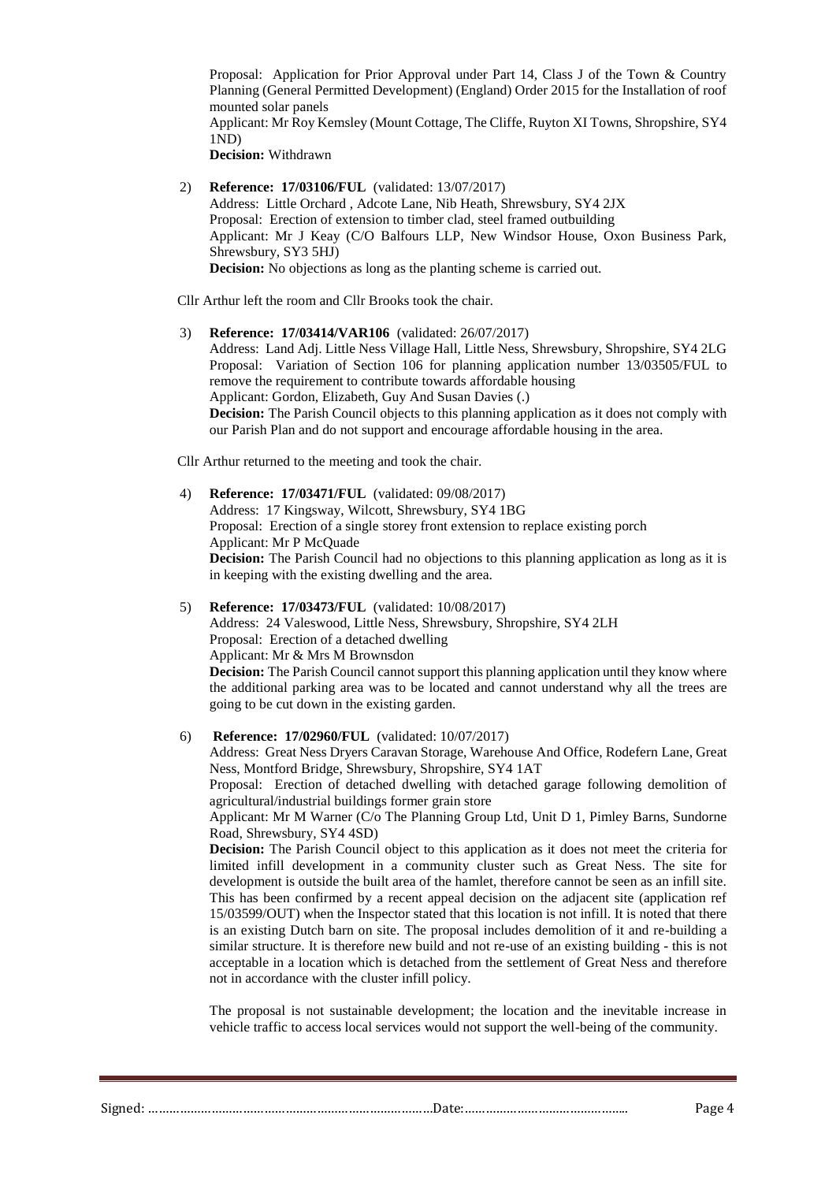Proposal: Application for Prior Approval under Part 14, Class J of the Town & Country Planning (General Permitted Development) (England) Order 2015 for the Installation of roof mounted solar panels
Applicant: Mr Roy Kemsley (Mount Cottage, The Cliffe, Ruyton XI Towns, Shropshire, SY4 1ND)
**Decision:** Withdrawn

2) **Reference: 17/03106/FUL** (validated: 13/07/2017)
Address: Little Orchard , Adcote Lane, Nib Heath, Shrewsbury, SY4 2JX
Proposal: Erection of extension to timber clad, steel framed outbuilding
Applicant: Mr J Keay (C/O Balfours LLP, New Windsor House, Oxon Business Park, Shrewsbury, SY3 5HJ)
**Decision:** No objections as long as the planting scheme is carried out.

Cllr Arthur left the room and Cllr Brooks took the chair.

3) **Reference: 17/03414/VAR106** (validated: 26/07/2017)
Address: Land Adj. Little Ness Village Hall, Little Ness, Shrewsbury, Shropshire, SY4 2LG
Proposal: Variation of Section 106 for planning application number 13/03505/FUL to remove the requirement to contribute towards affordable housing
Applicant: Gordon, Elizabeth, Guy And Susan Davies (.)
**Decision:** The Parish Council objects to this planning application as it does not comply with our Parish Plan and do not support and encourage affordable housing in the area.

Cllr Arthur returned to the meeting and took the chair.

4) **Reference: 17/03471/FUL** (validated: 09/08/2017)
Address: 17 Kingsway, Wilcott, Shrewsbury, SY4 1BG
Proposal: Erection of a single storey front extension to replace existing porch
Applicant: Mr P McQuade
**Decision:** The Parish Council had no objections to this planning application as long as it is in keeping with the existing dwelling and the area.

5) **Reference: 17/03473/FUL** (validated: 10/08/2017)
Address: 24 Valeswood, Little Ness, Shrewsbury, Shropshire, SY4 2LH
Proposal: Erection of a detached dwelling
Applicant: Mr & Mrs M Brownsdon
**Decision:** The Parish Council cannot support this planning application until they know where the additional parking area was to be located and cannot understand why all the trees are going to be cut down in the existing garden.

6) **Reference: 17/02960/FUL** (validated: 10/07/2017)
Address: Great Ness Dryers Caravan Storage, Warehouse And Office, Rodefern Lane, Great Ness, Montford Bridge, Shrewsbury, Shropshire, SY4 1AT
Proposal: Erection of detached dwelling with detached garage following demolition of agricultural/industrial buildings former grain store
Applicant: Mr M Warner (C/o The Planning Group Ltd, Unit D 1, Pimley Barns, Sundorne Road, Shrewsbury, SY4 4SD)
**Decision:** The Parish Council object to this application as it does not meet the criteria for limited infill development in a community cluster such as Great Ness. The site for development is outside the built area of the hamlet, therefore cannot be seen as an infill site. This has been confirmed by a recent appeal decision on the adjacent site (application ref 15/03599/OUT) when the Inspector stated that this location is not infill. It is noted that there is an existing Dutch barn on site. The proposal includes demolition of it and re-building a similar structure. It is therefore new build and not re-use of an existing building - this is not acceptable in a location which is detached from the settlement of Great Ness and therefore not in accordance with the cluster infill policy.

The proposal is not sustainable development; the location and the inevitable increase in vehicle traffic to access local services would not support the well-being of the community.

Signed: ……………………………………………………………………Date:………………………………………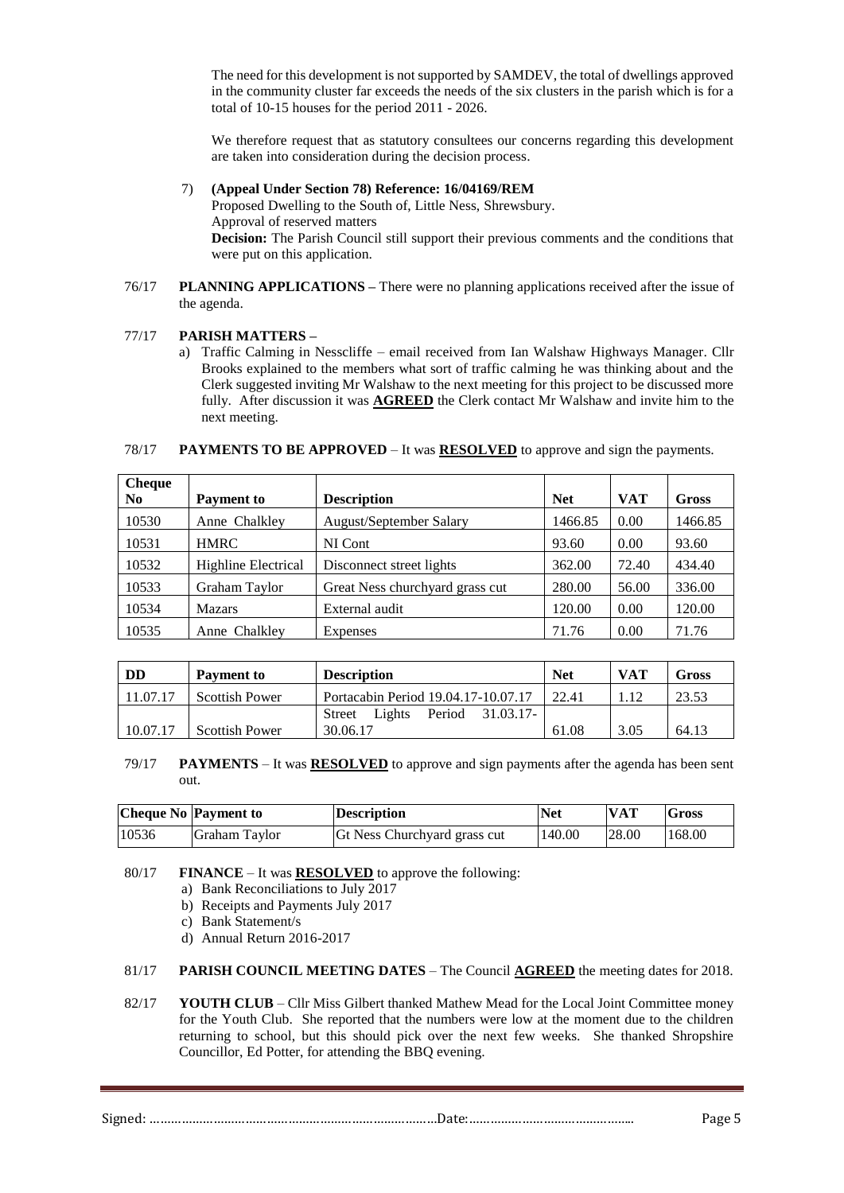The need for this development is not supported by SAMDEV, the total of dwellings approved in the community cluster far exceeds the needs of the six clusters in the parish which is for a total of 10-15 houses for the period 2011 - 2026.

We therefore request that as statutory consultees our concerns regarding this development are taken into consideration during the decision process.

7) **(Appeal Under Section 78) Reference: 16/04169/REM**
Proposed Dwelling to the South of, Little Ness, Shrewsbury.
Approval of reserved matters
**Decision:** The Parish Council still support their previous comments and the conditions that were put on this application.

76/17 **PLANNING APPLICATIONS –** There were no planning applications received after the issue of the agenda.

77/17 **PARISH MATTERS –**

a) Traffic Calming in Nesscliffe – email received from Ian Walshaw Highways Manager. Cllr Brooks explained to the members what sort of traffic calming he was thinking about and the Clerk suggested inviting Mr Walshaw to the next meeting for this project to be discussed more fully. After discussion it was **AGREED** the Clerk contact Mr Walshaw and invite him to the next meeting.

78/17 **PAYMENTS TO BE APPROVED** – It was **RESOLVED** to approve and sign the payments.

| Cheque No | Payment to | Description | Net | VAT | Gross |
|---|---|---|---|---|---|
| 10530 | Anne Chalkley | August/September Salary | 1466.85 | 0.00 | 1466.85 |
| 10531 | HMRC | NI Cont | 93.60 | 0.00 | 93.60 |
| 10532 | Highline Electrical | Disconnect street lights | 362.00 | 72.40 | 434.40 |
| 10533 | Graham Taylor | Great Ness churchyard grass cut | 280.00 | 56.00 | 336.00 |
| 10534 | Mazars | External audit | 120.00 | 0.00 | 120.00 |
| 10535 | Anne Chalkley | Expenses | 71.76 | 0.00 | 71.76 |

| DD | Payment to | Description | Net | VAT | Gross |
|---|---|---|---|---|---|
| 11.07.17 | Scottish Power | Portacabin Period 19.04.17-10.07.17 | 22.41 | 1.12 | 23.53 |
| 10.07.17 | Scottish Power | Street Lights Period 31.03.17-30.06.17 | 61.08 | 3.05 | 64.13 |

79/17 **PAYMENTS** – It was **RESOLVED** to approve and sign payments after the agenda has been sent out.

| Cheque No | Payment to | Description | Net | VAT | Gross |
|---|---|---|---|---|---|
| 10536 | Graham Taylor | Gt Ness Churchyard grass cut | 140.00 | 28.00 | 168.00 |

80/17 **FINANCE** – It was **RESOLVED** to approve the following:

a) Bank Reconciliations to July 2017
b) Receipts and Payments July 2017
c) Bank Statement/s
d) Annual Return 2016-2017

81/17 **PARISH COUNCIL MEETING DATES** – The Council **AGREED** the meeting dates for 2018.

82/17 **YOUTH CLUB** – Cllr Miss Gilbert thanked Mathew Mead for the Local Joint Committee money for the Youth Club. She reported that the numbers were low at the moment due to the children returning to school, but this should pick over the next few weeks. She thanked Shropshire Councillor, Ed Potter, for attending the BBQ evening.

Signed: ……………………………………………………………………Date:………………………………………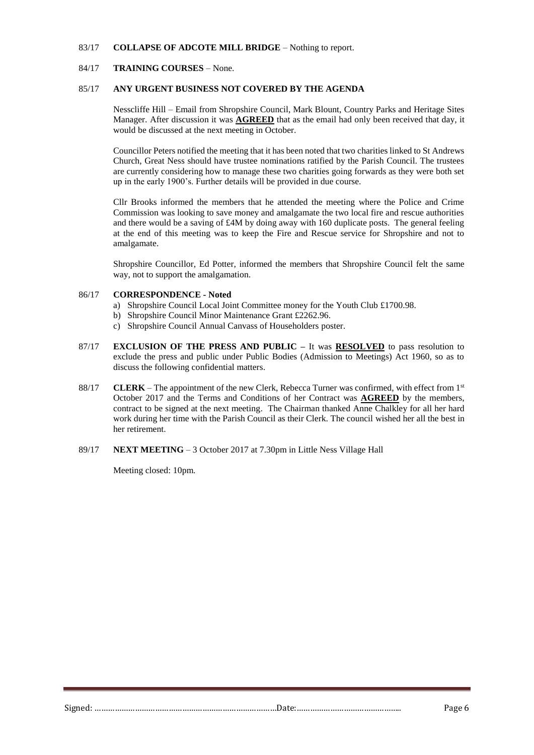83/17 **COLLAPSE OF ADCOTE MILL BRIDGE** – Nothing to report.

84/17 **TRAINING COURSES** – None.

85/17 **ANY URGENT BUSINESS NOT COVERED BY THE AGENDA**

Nesscliffe Hill – Email from Shropshire Council, Mark Blount, Country Parks and Heritage Sites Manager. After discussion it was **AGREED** that as the email had only been received that day, it would be discussed at the next meeting in October.

Councillor Peters notified the meeting that it has been noted that two charities linked to St Andrews Church, Great Ness should have trustee nominations ratified by the Parish Council. The trustees are currently considering how to manage these two charities going forwards as they were both set up in the early 1900's. Further details will be provided in due course.

Cllr Brooks informed the members that he attended the meeting where the Police and Crime Commission was looking to save money and amalgamate the two local fire and rescue authorities and there would be a saving of £4M by doing away with 160 duplicate posts. The general feeling at the end of this meeting was to keep the Fire and Rescue service for Shropshire and not to amalgamate.

Shropshire Councillor, Ed Potter, informed the members that Shropshire Council felt the same way, not to support the amalgamation.

86/17 **CORRESPONDENCE - Noted**

a) Shropshire Council Local Joint Committee money for the Youth Club £1700.98.
b) Shropshire Council Minor Maintenance Grant £2262.96.
c) Shropshire Council Annual Canvass of Householders poster.

87/17 **EXCLUSION OF THE PRESS AND PUBLIC –** It was **RESOLVED** to pass resolution to exclude the press and public under Public Bodies (Admission to Meetings) Act 1960, so as to discuss the following confidential matters.

88/17 **CLERK** – The appointment of the new Clerk, Rebecca Turner was confirmed, with effect from 1st October 2017 and the Terms and Conditions of her Contract was **AGREED** by the members, contract to be signed at the next meeting. The Chairman thanked Anne Chalkley for all her hard work during her time with the Parish Council as their Clerk. The council wished her all the best in her retirement.

89/17 **NEXT MEETING** – 3 October 2017 at 7.30pm in Little Ness Village Hall

Meeting closed: 10pm.

Signed: ……………………………………………………………………Date:………………………………………